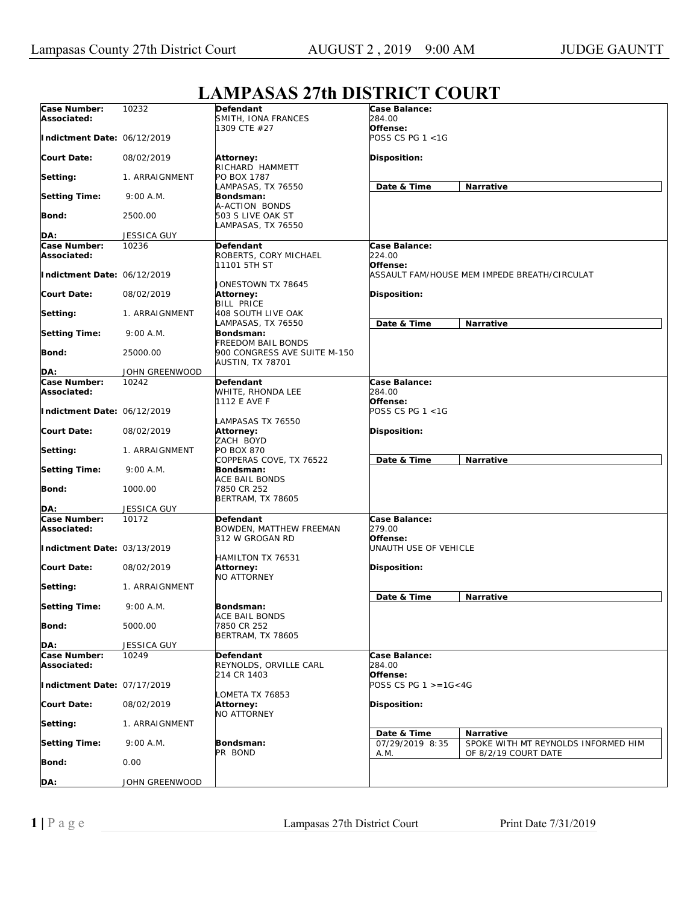# LAMPASAS 27th DISTRICT COURT

| Case Number: | 10232 | Defendant | Case Balance: |
|---|---|---|---|
| Associated: | | SMITH, IONA FRANCES<br>1309 CTE #27 | 284.00 |
| Indictment Date: | 06/12/2019 | | Offense: POSS CS PG 1 <1G |
| Court Date: | 08/02/2019 | Attorney: RICHARD HAMMETT<br>PO BOX 1787<br>LAMPASAS, TX 76550 | Disposition: |
| Setting: | 1. ARRAIGNMENT | | Date & Time / Narrative |
| Setting Time: | 9:00 A.M. | Bondsman: A-ACTION BONDS<br>503 S LIVE OAK ST<br>LAMPASAS, TX 76550 | |
| Bond: | 2500.00 | | |
| DA: | JESSICA GUY | | |

| Case Number: | 10236 | Defendant | Case Balance: |
|---|---|---|---|
| Associated: | | ROBERTS, CORY MICHAEL<br>11101 5TH ST<br>JONESTOWN TX 78645 | 224.00 |
| Indictment Date: | 06/12/2019 | | Offense: ASSAULT FAM/HOUSE MEM IMPEDE BREATH/CIRCULAT |
| Court Date: | 08/02/2019 | Attorney: BILL PRICE<br>408 SOUTH LIVE OAK<br>LAMPASAS, TX 76550 | Disposition: |
| Setting: | 1. ARRAIGNMENT | | Date & Time / Narrative |
| Setting Time: | 9:00 A.M. | Bondsman: FREEDOM BAIL BONDS<br>900 CONGRESS AVE SUITE M-150<br>AUSTIN, TX 78701 | |
| Bond: | 25000.00 | | |
| DA: | JOHN GREENWOOD | | |

| Case Number: | 10242 | Defendant | Case Balance: |
|---|---|---|---|
| Associated: | | WHITE, RHONDA LEE<br>1112 E AVE F<br>LAMPASAS TX 76550 | 284.00 |
| Indictment Date: | 06/12/2019 | | Offense: POSS CS PG 1 <1G |
| Court Date: | 08/02/2019 | Attorney: ZACH BOYD<br>PO BOX 870<br>COPPERAS COVE, TX 76522 | Disposition: |
| Setting: | 1. ARRAIGNMENT | | Date & Time / Narrative |
| Setting Time: | 9:00 A.M. | Bondsman: ACE BAIL BONDS<br>7850 CR 252<br>BERTRAM, TX 78605 | |
| Bond: | 1000.00 | | |
| DA: | JESSICA GUY | | |

| Case Number: | 10172 | Defendant | Case Balance: |
|---|---|---|---|
| Associated: | | BOWDEN, MATTHEW FREEMAN<br>312 W GROGAN RD<br>HAMILTON TX 76531 | 279.00 |
| Indictment Date: | 03/13/2019 | | Offense: UNAUTH USE OF VEHICLE |
| Court Date: | 08/02/2019 | Attorney: NO ATTORNEY | Disposition: |
| Setting: | 1. ARRAIGNMENT | | Date & Time / Narrative |
| Setting Time: | 9:00 A.M. | Bondsman: ACE BAIL BONDS<br>7850 CR 252<br>BERTRAM, TX 78605 | |
| Bond: | 5000.00 | | |
| DA: | JESSICA GUY | | |

| Case Number: | 10249 | Defendant | Case Balance: |
|---|---|---|---|
| Associated: | | REYNOLDS, ORVILLE CARL<br>214 CR 1403<br>LOMETA TX 76853 | 284.00 |
| Indictment Date: | 07/17/2019 | | Offense: POSS CS PG 1 >=1G<4G |
| Court Date: | 08/02/2019 | Attorney: NO ATTORNEY | Disposition: |
| Setting: | 1. ARRAIGNMENT | | Date & Time / Narrative |
| Setting Time: | 9:00 A.M. | Bondsman: PR BOND | 07/29/2019 8:35 A.M. — SPOKE WITH MT REYNOLDS INFORMED HIM OF 8/2/19 COURT DATE |
| Bond: | 0.00 | | |
| DA: | JOHN GREENWOOD | | |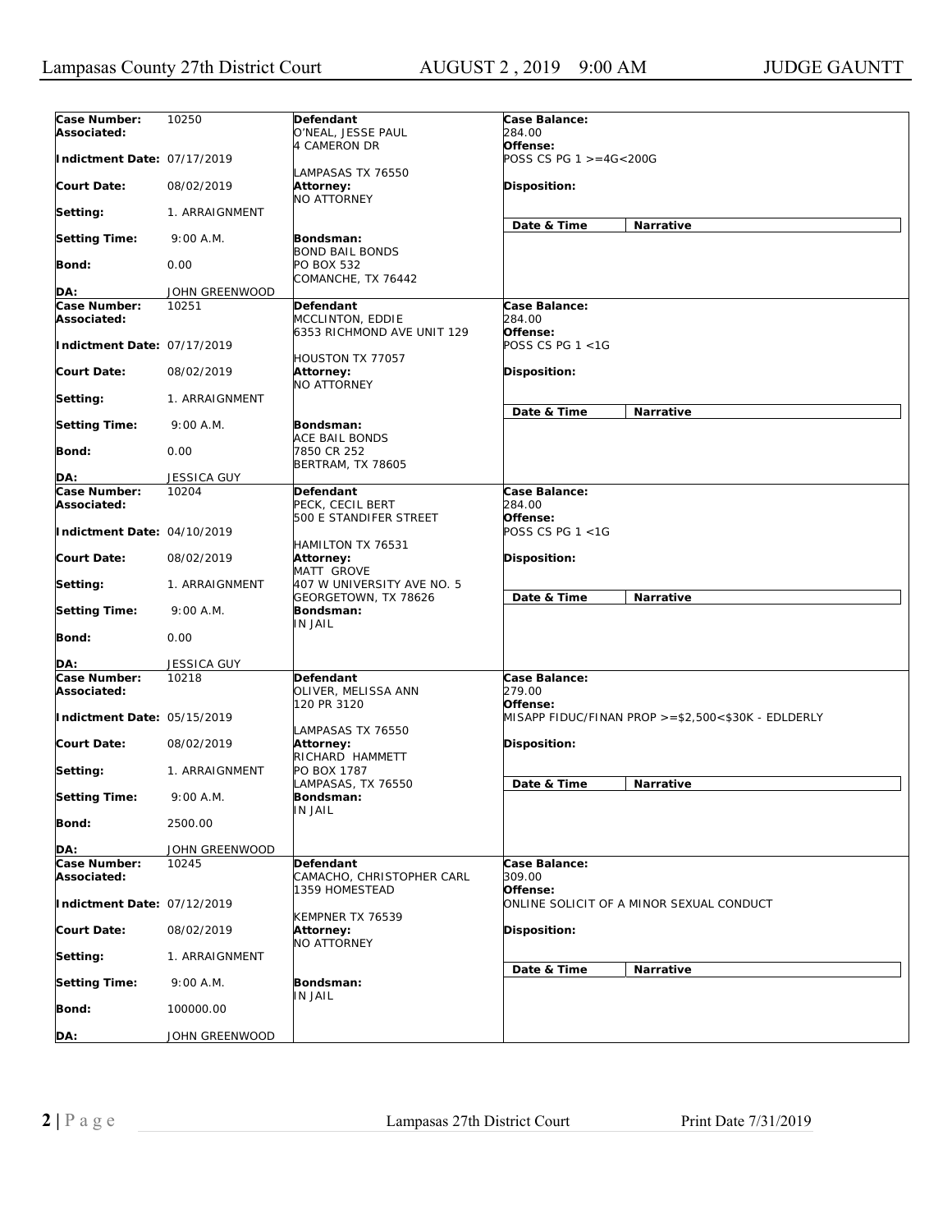| Case Number: | 10250 | Defendant | Case Balance: |
|---|---|---|---|
| Associated: | | O'NEAL, JESSE PAUL<br>4 CAMERON DR<br>LAMPASAS TX 76550 | 284.00 |
| Indictment Date: | 07/17/2019 | | Offense: POSS CS PG 1 >=4G<200G |
| Court Date: | 08/02/2019 | Attorney: NO ATTORNEY | Disposition: |
| Setting: | 1. ARRAIGNMENT | | Date & Time / Narrative |
| Setting Time: | 9:00 A.M. | Bondsman: BOND BAIL BONDS<br>PO BOX 532<br>COMANCHE, TX 76442 | |
| Bond: | 0.00 | | |
| DA: | JOHN GREENWOOD | | |

| Case Number: | 10251 | Defendant | Case Balance: |
|---|---|---|---|
| Associated: | | MCCLINTON, EDDIE<br>6353 RICHMOND AVE UNIT 129<br>HOUSTON TX 77057 | 284.00 |
| Indictment Date: | 07/17/2019 | | Offense: POSS CS PG 1 <1G |
| Court Date: | 08/02/2019 | Attorney: NO ATTORNEY | Disposition: |
| Setting: | 1. ARRAIGNMENT | | Date & Time / Narrative |
| Setting Time: | 9:00 A.M. | Bondsman: ACE BAIL BONDS<br>7850 CR 252<br>BERTRAM, TX 78605 | |
| Bond: | 0.00 | | |
| DA: | JESSICA GUY | | |

| Case Number: | 10204 | Defendant | Case Balance: |
|---|---|---|---|
| Associated: | | PECK, CECIL BERT<br>500 E STANDIFER STREET<br>HAMILTON TX 76531 | 284.00 |
| Indictment Date: | 04/10/2019 | | Offense: POSS CS PG 1 <1G |
| Court Date: | 08/02/2019 | Attorney: MATT GROVE<br>407 W UNIVERSITY AVE NO. 5<br>GEORGETOWN, TX 78626 | Disposition: |
| Setting: | 1. ARRAIGNMENT | | Date & Time / Narrative |
| Setting Time: | 9:00 A.M. | Bondsman: IN JAIL | |
| Bond: | 0.00 | | |
| DA: | JESSICA GUY | | |

| Case Number: | 10218 | Defendant | Case Balance: |
|---|---|---|---|
| Associated: | | OLIVER, MELISSA ANN<br>120 PR 3120<br>LAMPASAS TX 76550 | 279.00 |
| Indictment Date: | 05/15/2019 | | Offense: MISAPP FIDUC/FINAN PROP >=$2,500<$30K - EDLDERLY |
| Court Date: | 08/02/2019 | Attorney: RICHARD HAMMETT<br>PO BOX 1787<br>LAMPASAS, TX 76550 | Disposition: |
| Setting: | 1. ARRAIGNMENT | | Date & Time / Narrative |
| Setting Time: | 9:00 A.M. | Bondsman: IN JAIL | |
| Bond: | 2500.00 | | |
| DA: | JOHN GREENWOOD | | |

| Case Number: | 10245 | Defendant | Case Balance: |
|---|---|---|---|
| Associated: | | CAMACHO, CHRISTOPHER CARL<br>1359 HOMESTEAD<br>KEMPNER TX 76539 | 309.00 |
| Indictment Date: | 07/12/2019 | | Offense: ONLINE SOLICIT OF A MINOR SEXUAL CONDUCT |
| Court Date: | 08/02/2019 | Attorney: NO ATTORNEY | Disposition: |
| Setting: | 1. ARRAIGNMENT | | Date & Time / Narrative |
| Setting Time: | 9:00 A.M. | Bondsman: IN JAIL | |
| Bond: | 100000.00 | | |
| DA: | JOHN GREENWOOD | | |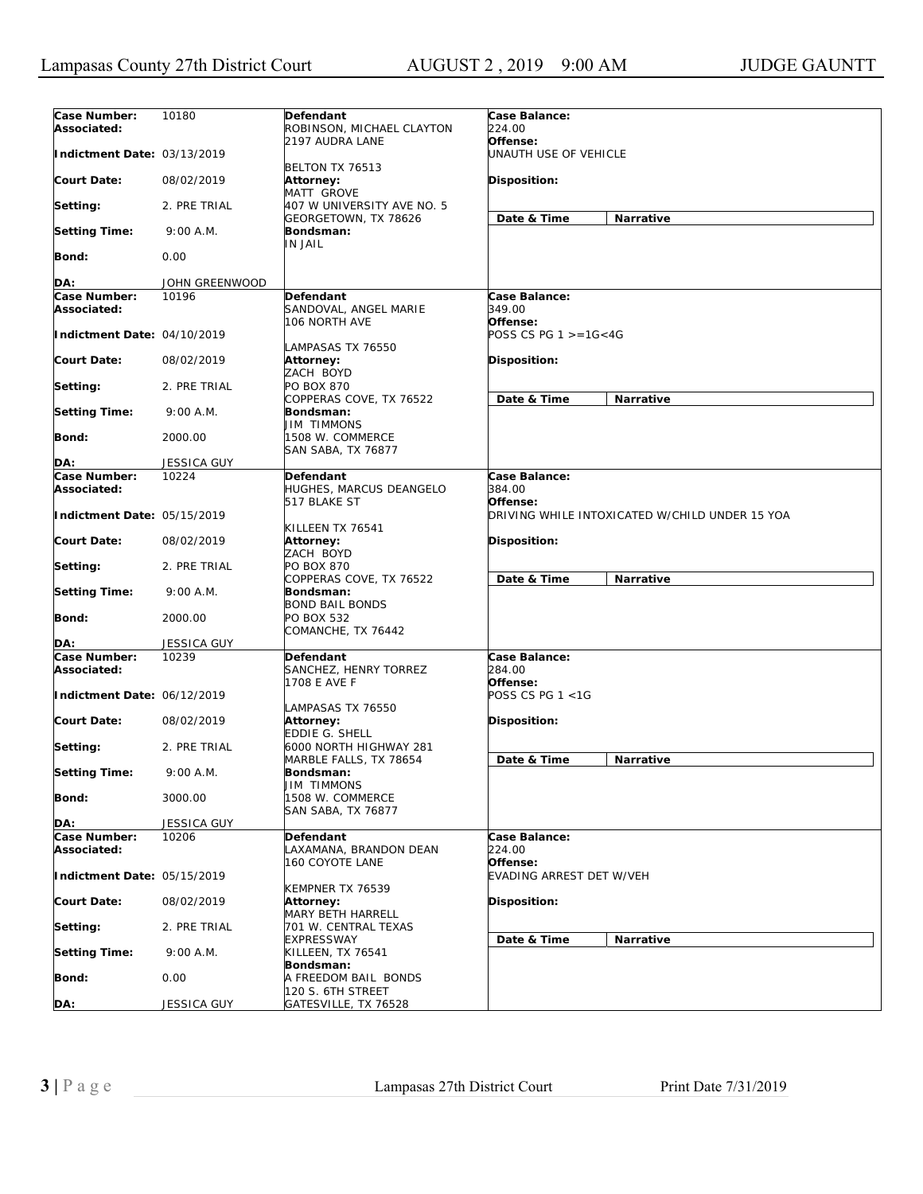| Field | Value | Defendant / Attorney / Bondsman | Case Details |
|---|---|---|---|
| **Case Number:** | 10180 | **Defendant** | **Case Balance:** |
| **Associated:** | | ROBINSON, MICHAEL CLAYTON<br>2197 AUDRA LANE | 224.00 |
| **Indictment Date:** | 03/13/2019 | BELTON TX 76513 | **Offense:**<br>UNAUTH USE OF VEHICLE |
| **Court Date:** | 08/02/2019 | **Attorney:**<br>MATT GROVE | **Disposition:** |
| **Setting:** | 2. PRE TRIAL | 407 W UNIVERSITY AVE NO. 5<br>GEORGETOWN, TX 78626 | **Date & Time** / **Narrative** |
| **Setting Time:** | 9:00 A.M. | **Bondsman:**<br>IN JAIL | |
| **Bond:** | 0.00 | | |
| **DA:** | JOHN GREENWOOD | | |
| **Case Number:** | 10196 | **Defendant** | **Case Balance:** |
| **Associated:** | | SANDOVAL, ANGEL MARIE<br>106 NORTH AVE | 349.00 |
| **Indictment Date:** | 04/10/2019 | LAMPASAS TX 76550 | **Offense:**<br>POSS CS PG 1 >=1G<4G |
| **Court Date:** | 08/02/2019 | **Attorney:**<br>ZACH BOYD | **Disposition:** |
| **Setting:** | 2. PRE TRIAL | PO BOX 870<br>COPPERAS COVE, TX 76522 | **Date & Time** / **Narrative** |
| **Setting Time:** | 9:00 A.M. | **Bondsman:**<br>JIM TIMMONS | |
| **Bond:** | 2000.00 | 1508 W. COMMERCE<br>SAN SABA, TX 76877 | |
| **DA:** | JESSICA GUY | | |
| **Case Number:** | 10224 | **Defendant** | **Case Balance:** |
| **Associated:** | | HUGHES, MARCUS DEANGELO<br>517 BLAKE ST | 384.00 |
| **Indictment Date:** | 05/15/2019 | KILLEEN TX 76541 | **Offense:**<br>DRIVING WHILE INTOXICATED W/CHILD UNDER 15 YOA |
| **Court Date:** | 08/02/2019 | **Attorney:**<br>ZACH BOYD | **Disposition:** |
| **Setting:** | 2. PRE TRIAL | PO BOX 870<br>COPPERAS COVE, TX 76522 | **Date & Time** / **Narrative** |
| **Setting Time:** | 9:00 A.M. | **Bondsman:**<br>BOND BAIL BONDS | |
| **Bond:** | 2000.00 | PO BOX 532<br>COMANCHE, TX 76442 | |
| **DA:** | JESSICA GUY | | |
| **Case Number:** | 10239 | **Defendant** | **Case Balance:** |
| **Associated:** | | SANCHEZ, HENRY TORREZ<br>1708 E AVE F | 284.00 |
| **Indictment Date:** | 06/12/2019 | LAMPASAS TX 76550 | **Offense:**<br>POSS CS PG 1 <1G |
| **Court Date:** | 08/02/2019 | **Attorney:**<br>EDDIE G. SHELL | **Disposition:** |
| **Setting:** | 2. PRE TRIAL | 6000 NORTH HIGHWAY 281<br>MARBLE FALLS, TX 78654 | **Date & Time** / **Narrative** |
| **Setting Time:** | 9:00 A.M. | **Bondsman:**<br>JIM TIMMONS | |
| **Bond:** | 3000.00 | 1508 W. COMMERCE<br>SAN SABA, TX 76877 | |
| **DA:** | JESSICA GUY | | |
| **Case Number:** | 10206 | **Defendant** | **Case Balance:** |
| **Associated:** | | LAXAMANA, BRANDON DEAN<br>160 COYOTE LANE | 224.00 |
| **Indictment Date:** | 05/15/2019 | KEMPNER TX 76539 | **Offense:**<br>EVADING ARREST DET W/VEH |
| **Court Date:** | 08/02/2019 | **Attorney:**<br>MARY BETH HARRELL | **Disposition:** |
| **Setting:** | 2. PRE TRIAL | 701 W. CENTRAL TEXAS EXPRESSWAY | **Date & Time** / **Narrative** |
| **Setting Time:** | 9:00 A.M. | KILLEEN, TX 76541<br>**Bondsman:**<br>A FREEDOM BAIL BONDS | |
| **Bond:** | 0.00 | 120 S. 6TH STREET | |
| **DA:** | JESSICA GUY | GATESVILLE, TX 76528 | |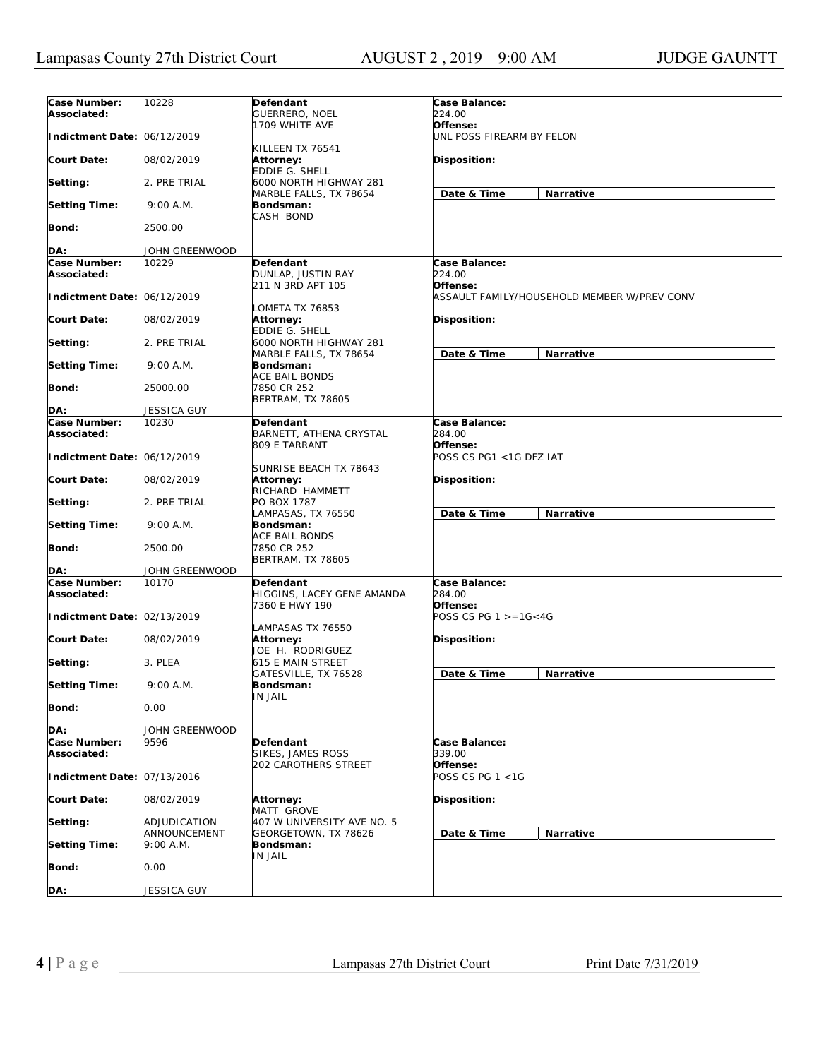| Case Number: | 10228 | Defendant | Case Balance: |
|---|---|---|---|
| Associated: | | GUERRERO, NOEL<br>1709 WHITE AVE<br>KILLEEN TX 76541 | 224.00 |
| Indictment Date: | 06/12/2019 | | Offense: UNL POSS FIREARM BY FELON |
| Court Date: | 08/02/2019 | Attorney:<br>EDDIE G. SHELL<br>6000 NORTH HIGHWAY 281<br>MARBLE FALLS, TX 78654 | Disposition: |
| Setting: | 2. PRE TRIAL | | Date & Time / Narrative |
| Setting Time: | 9:00 A.M. | Bondsman:<br>CASH BOND | |
| Bond: | 2500.00 | | |
| DA: | JOHN GREENWOOD | | |

| Case Number: | 10229 | Defendant | Case Balance: |
|---|---|---|---|
| Associated: | | DUNLAP, JUSTIN RAY<br>211 N 3RD APT 105<br>LOMETA TX 76853 | 224.00 |
| Indictment Date: | 06/12/2019 | | Offense: ASSAULT FAMILY/HOUSEHOLD MEMBER W/PREV CONV |
| Court Date: | 08/02/2019 | Attorney:<br>EDDIE G. SHELL<br>6000 NORTH HIGHWAY 281<br>MARBLE FALLS, TX 78654 | Disposition: |
| Setting: | 2. PRE TRIAL | | Date & Time / Narrative |
| Setting Time: | 9:00 A.M. | Bondsman:<br>ACE BAIL BONDS<br>7850 CR 252<br>BERTRAM, TX 78605 | |
| Bond: | 25000.00 | | |
| DA: | JESSICA GUY | | |

| Case Number: | 10230 | Defendant | Case Balance: |
|---|---|---|---|
| Associated: | | BARNETT, ATHENA CRYSTAL<br>809 E TARRANT<br>SUNRISE BEACH TX 78643 | 284.00 |
| Indictment Date: | 06/12/2019 | | Offense: POSS CS PG1 <1G DFZ IAT |
| Court Date: | 08/02/2019 | Attorney:<br>RICHARD HAMMETT<br>PO BOX 1787<br>LAMPASAS, TX 76550 | Disposition: |
| Setting: | 2. PRE TRIAL | | Date & Time / Narrative |
| Setting Time: | 9:00 A.M. | Bondsman:<br>ACE BAIL BONDS<br>7850 CR 252<br>BERTRAM, TX 78605 | |
| Bond: | 2500.00 | | |
| DA: | JOHN GREENWOOD | | |

| Case Number: | 10170 | Defendant | Case Balance: |
|---|---|---|---|
| Associated: | | HIGGINS, LACEY GENE AMANDA<br>7360 E HWY 190<br>LAMPASAS TX 76550 | 284.00 |
| Indictment Date: | 02/13/2019 | | Offense: POSS CS PG 1 >=1G<4G |
| Court Date: | 08/02/2019 | Attorney:<br>JOE H. RODRIGUEZ<br>615 E MAIN STREET<br>GATESVILLE, TX 76528 | Disposition: |
| Setting: | 3. PLEA | | Date & Time / Narrative |
| Setting Time: | 9:00 A.M. | Bondsman:<br>IN JAIL | |
| Bond: | 0.00 | | |
| DA: | JOHN GREENWOOD | | |

| Case Number: | 9596 | Defendant | Case Balance: |
|---|---|---|---|
| Associated: | | SIKES, JAMES ROSS<br>202 CAROTHERS STREET | 339.00 |
| Indictment Date: | 07/13/2016 | | Offense: POSS CS PG 1 <1G |
| Court Date: | 08/02/2019 | Attorney:<br>MATT GROVE<br>407 W UNIVERSITY AVE NO. 5<br>GEORGETOWN, TX 78626 | Disposition: |
| Setting: | ADJUDICATION ANNOUNCEMENT | | Date & Time / Narrative |
| Setting Time: | 9:00 A.M. | Bondsman:<br>IN JAIL | |
| Bond: | 0.00 | | |
| DA: | JESSICA GUY | | |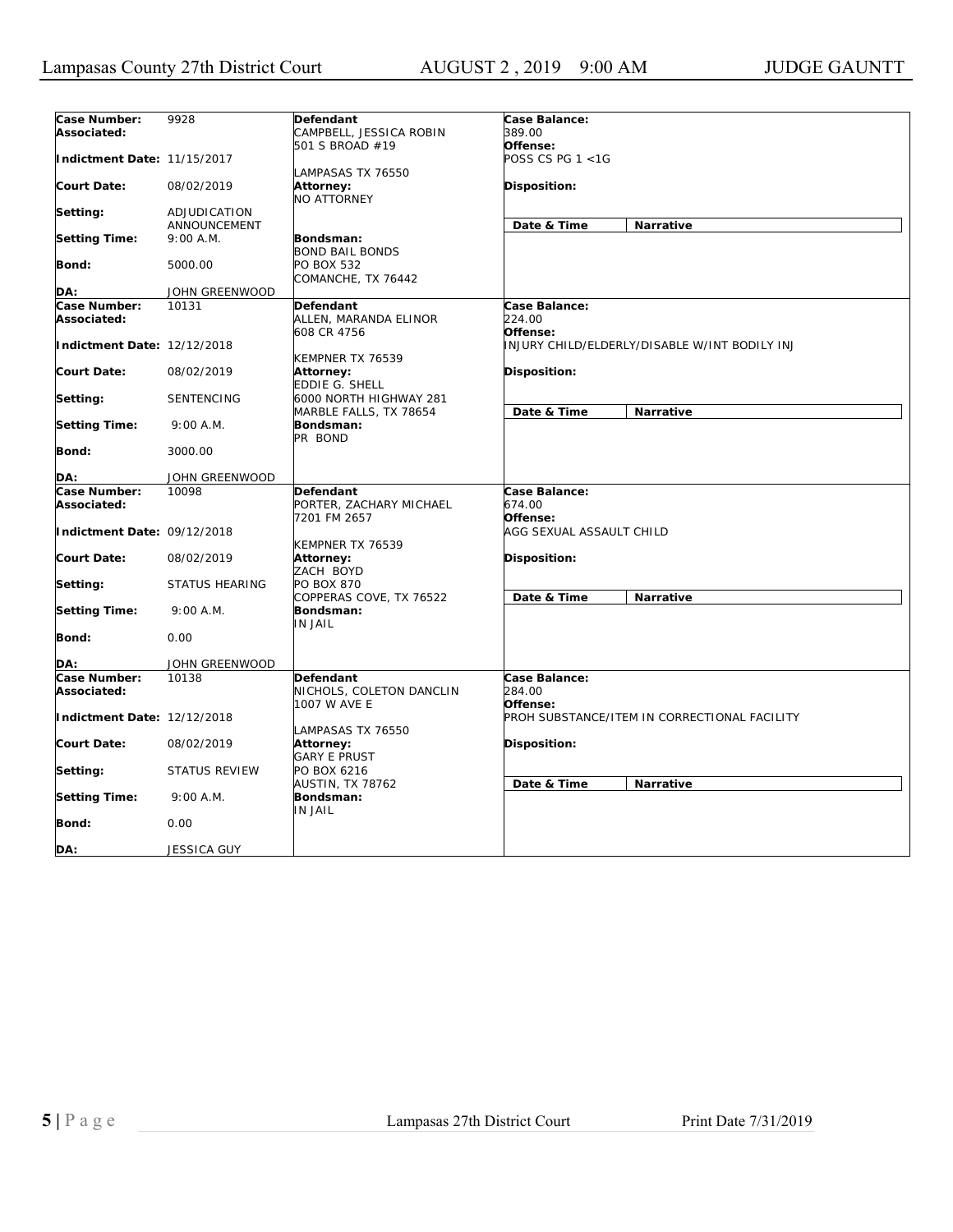| | | | |
|---|---|---|---|
| **Case Number:** 9928<br>**Associated:**<br>**Indictment Date:** 11/15/2017<br>**Court Date:** 08/02/2019<br>**Setting:** ADJUDICATION ANNOUNCEMENT<br>**Setting Time:** 9:00 A.M.<br>**Bond:** 5000.00<br>**DA:** JOHN GREENWOOD | **Defendant**<br>CAMPBELL, JESSICA ROBIN<br>501 S BROAD #19<br>LAMPASAS TX 76550<br>**Attorney:**<br>NO ATTORNEY<br>**Bondsman:**<br>BOND BAIL BONDS<br>PO BOX 532<br>COMANCHE, TX 76442 | **Case Balance:**<br>389.00<br>**Offense:**<br>POSS CS PG 1 <1G<br>**Disposition:** | **Date & Time** / **Narrative** |
| **Case Number:** 10131<br>**Associated:**<br>**Indictment Date:** 12/12/2018<br>**Court Date:** 08/02/2019<br>**Setting:** SENTENCING<br>**Setting Time:** 9:00 A.M.<br>**Bond:** 3000.00<br>**DA:** JOHN GREENWOOD | **Defendant**<br>ALLEN, MARANDA ELINOR<br>608 CR 4756<br>KEMPNER TX 76539<br>**Attorney:**<br>EDDIE G. SHELL<br>6000 NORTH HIGHWAY 281<br>MARBLE FALLS, TX 78654<br>**Bondsman:**<br>PR BOND | **Case Balance:**<br>224.00<br>**Offense:**<br>INJURY CHILD/ELDERLY/DISABLE W/INT BODILY INJ<br>**Disposition:** | **Date & Time** / **Narrative** |
| **Case Number:** 10098<br>**Associated:**<br>**Indictment Date:** 09/12/2018<br>**Court Date:** 08/02/2019<br>**Setting:** STATUS HEARING<br>**Setting Time:** 9:00 A.M.<br>**Bond:** 0.00<br>**DA:** JOHN GREENWOOD | **Defendant**<br>PORTER, ZACHARY MICHAEL<br>7201 FM 2657<br>KEMPNER TX 76539<br>**Attorney:**<br>ZACH BOYD<br>PO BOX 870<br>COPPERAS COVE, TX 76522<br>**Bondsman:**<br>IN JAIL | **Case Balance:**<br>674.00<br>**Offense:**<br>AGG SEXUAL ASSAULT CHILD<br>**Disposition:** | **Date & Time** / **Narrative** |
| **Case Number:** 10138<br>**Associated:**<br>**Indictment Date:** 12/12/2018<br>**Court Date:** 08/02/2019<br>**Setting:** STATUS REVIEW<br>**Setting Time:** 9:00 A.M.<br>**Bond:** 0.00<br>**DA:** JESSICA GUY | **Defendant**<br>NICHOLS, COLETON DANCLIN<br>1007 W AVE E<br>LAMPASAS TX 76550<br>**Attorney:**<br>GARY E PRUST<br>PO BOX 6216<br>AUSTIN, TX 78762<br>**Bondsman:**<br>IN JAIL | **Case Balance:**<br>284.00<br>**Offense:**<br>PROH SUBSTANCE/ITEM IN CORRECTIONAL FACILITY<br>**Disposition:** | **Date & Time** / **Narrative** |